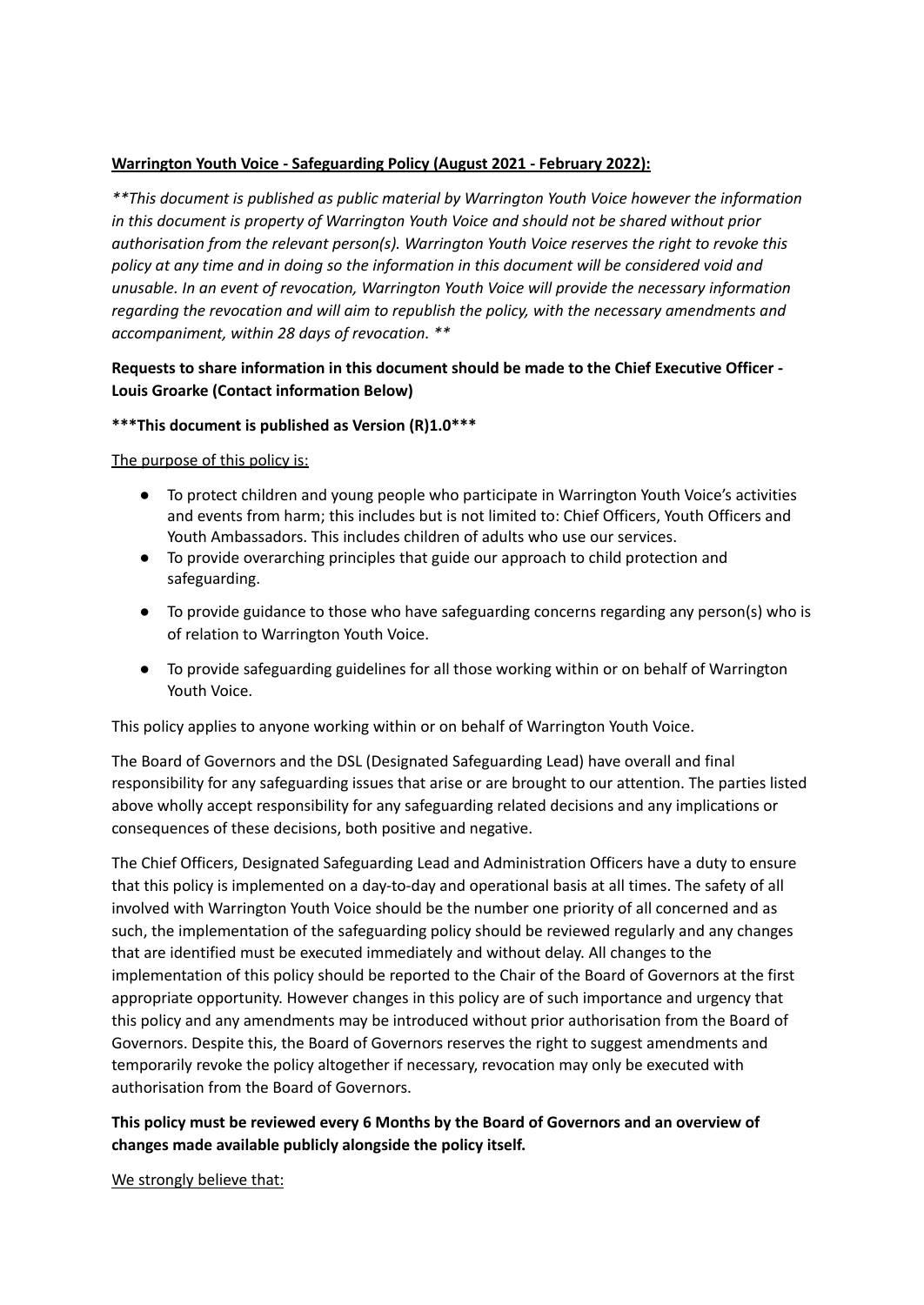**<u>Warrington Youth Voice - Safeguarding Policy (August 2021 - February 2022):</u>**

*\*\*This document is published as public material by Warrington Youth Voice however the information in this document is property of Warrington Youth Voice and should not be shared without prior authorisation from the relevant person(s). Warrington Youth Voice reserves the right to revoke this policy at any time and in doing so the information in this document will be considered void and unusable. In an event of revocation, Warrington Youth Voice will provide the necessary information regarding the revocation and will aim to republish the policy, with the necessary amendments and accompaniment, within 28 days of revocation. \*\**

**Requests to share information in this document should be made to the Chief Executive Officer - Louis Groarke (Contact information Below)**

**\*\*\*This document is published as Version (R)1.0\*\*\***

<u>The purpose of this policy is:</u>

- To protect children and young people who participate in Warrington Youth Voice's activities and events from harm; this includes but is not limited to: Chief Officers, Youth Officers and Youth Ambassadors. This includes children of adults who use our services.
- To provide overarching principles that guide our approach to child protection and safeguarding.
- To provide guidance to those who have safeguarding concerns regarding any person(s) who is of relation to Warrington Youth Voice.
- To provide safeguarding guidelines for all those working within or on behalf of Warrington Youth Voice.

This policy applies to anyone working within or on behalf of Warrington Youth Voice.

The Board of Governors and the DSL (Designated Safeguarding Lead) have overall and final responsibility for any safeguarding issues that arise or are brought to our attention. The parties listed above wholly accept responsibility for any safeguarding related decisions and any implications or consequences of these decisions, both positive and negative.

The Chief Officers, Designated Safeguarding Lead and Administration Officers have a duty to ensure that this policy is implemented on a day-to-day and operational basis at all times. The safety of all involved with Warrington Youth Voice should be the number one priority of all concerned and as such, the implementation of the safeguarding policy should be reviewed regularly and any changes that are identified must be executed immediately and without delay. All changes to the implementation of this policy should be reported to the Chair of the Board of Governors at the first appropriate opportunity. However changes in this policy are of such importance and urgency that this policy and any amendments may be introduced without prior authorisation from the Board of Governors. Despite this, the Board of Governors reserves the right to suggest amendments and temporarily revoke the policy altogether if necessary, revocation may only be executed with authorisation from the Board of Governors.

**This policy must be reviewed every 6 Months by the Board of Governors and an overview of changes made available publicly alongside the policy itself.**

<u>We strongly believe that:</u>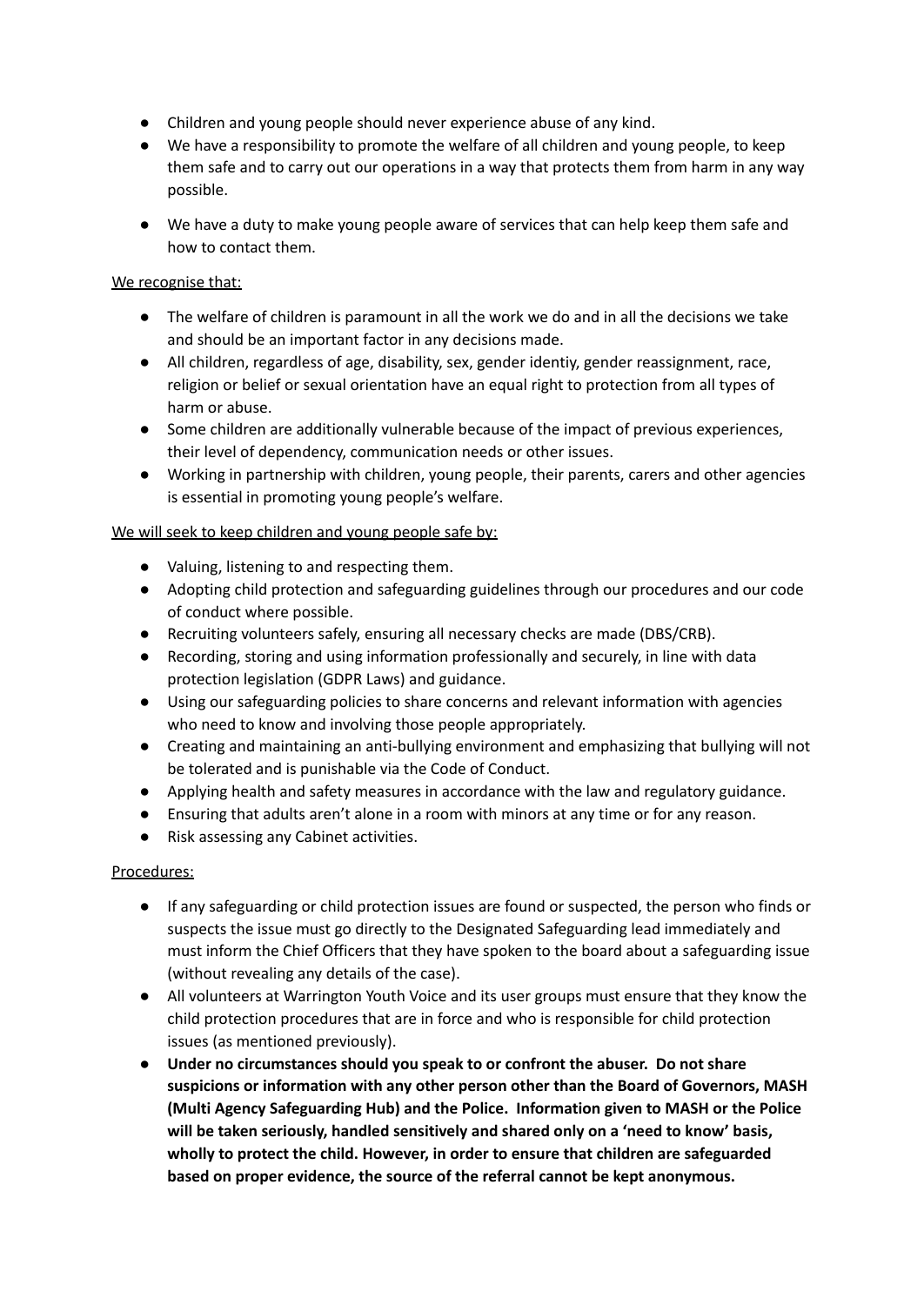- Children and young people should never experience abuse of any kind.
- We have a responsibility to promote the welfare of all children and young people, to keep them safe and to carry out our operations in a way that protects them from harm in any way possible.
- We have a duty to make young people aware of services that can help keep them safe and how to contact them.

We recognise that:

- The welfare of children is paramount in all the work we do and in all the decisions we take and should be an important factor in any decisions made.
- All children, regardless of age, disability, sex, gender identiy, gender reassignment, race, religion or belief or sexual orientation have an equal right to protection from all types of harm or abuse.
- Some children are additionally vulnerable because of the impact of previous experiences, their level of dependency, communication needs or other issues.
- Working in partnership with children, young people, their parents, carers and other agencies is essential in promoting young people's welfare.

We will seek to keep children and young people safe by:

- Valuing, listening to and respecting them.
- Adopting child protection and safeguarding guidelines through our procedures and our code of conduct where possible.
- Recruiting volunteers safely, ensuring all necessary checks are made (DBS/CRB).
- Recording, storing and using information professionally and securely, in line with data protection legislation (GDPR Laws) and guidance.
- Using our safeguarding policies to share concerns and relevant information with agencies who need to know and involving those people appropriately.
- Creating and maintaining an anti-bullying environment and emphasizing that bullying will not be tolerated and is punishable via the Code of Conduct.
- Applying health and safety measures in accordance with the law and regulatory guidance.
- Ensuring that adults aren't alone in a room with minors at any time or for any reason.
- Risk assessing any Cabinet activities.

Procedures:

- If any safeguarding or child protection issues are found or suspected, the person who finds or suspects the issue must go directly to the Designated Safeguarding lead immediately and must inform the Chief Officers that they have spoken to the board about a safeguarding issue (without revealing any details of the case).
- All volunteers at Warrington Youth Voice and its user groups must ensure that they know the child protection procedures that are in force and who is responsible for child protection issues (as mentioned previously).
- **Under no circumstances should you speak to or confront the abuser. Do not share suspicions or information with any other person other than the Board of Governors, MASH (Multi Agency Safeguarding Hub) and the Police. Information given to MASH or the Police will be taken seriously, handled sensitively and shared only on a 'need to know' basis, wholly to protect the child. However, in order to ensure that children are safeguarded based on proper evidence, the source of the referral cannot be kept anonymous.**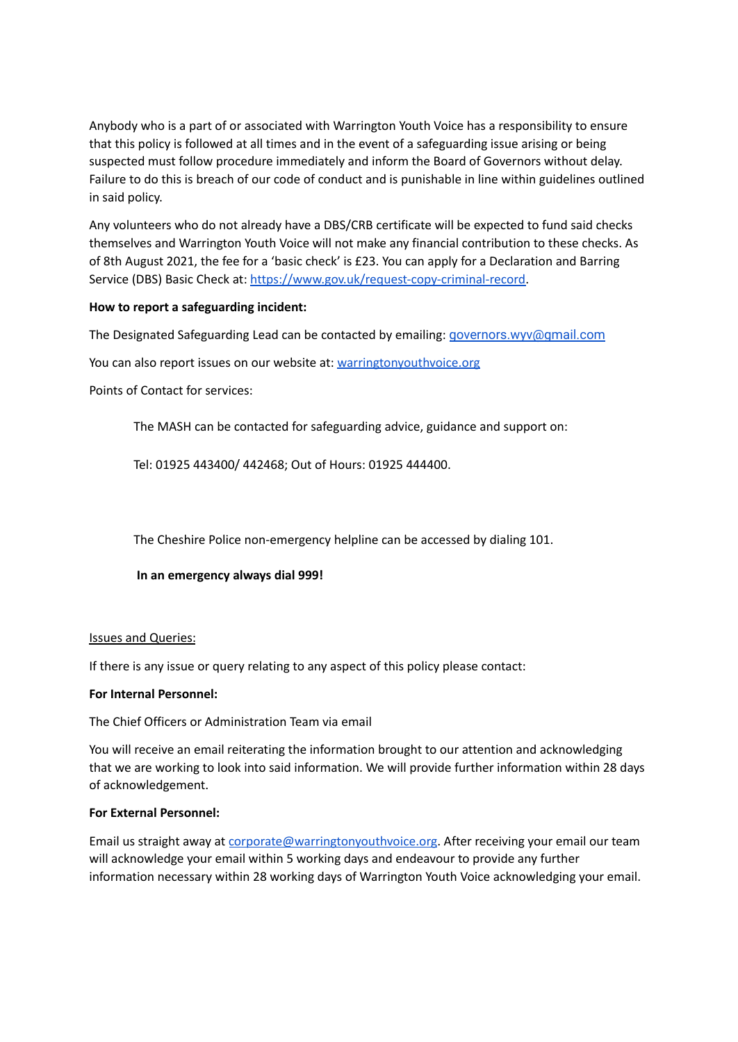Anybody who is a part of or associated with Warrington Youth Voice has a responsibility to ensure that this policy is followed at all times and in the event of a safeguarding issue arising or being suspected must follow procedure immediately and inform the Board of Governors without delay. Failure to do this is breach of our code of conduct and is punishable in line within guidelines outlined in said policy.

Any volunteers who do not already have a DBS/CRB certificate will be expected to fund said checks themselves and Warrington Youth Voice will not make any financial contribution to these checks. As of 8th August 2021, the fee for a 'basic check' is £23. You can apply for a Declaration and Barring Service (DBS) Basic Check at: [https://www.gov.uk/request-copy-criminal-record](https://www.gov.uk/request-copy-criminal-record).

**How to report a safeguarding incident:**

The Designated Safeguarding Lead can be contacted by emailing: [governors.wyv@gmail.com](mailto:governors.wyv@gmail.com)

You can also report issues on our website at: [warringtonyouthvoice.org](http://warringtonyouthvoice.org)

Points of Contact for services:

> The MASH can be contacted for safeguarding advice, guidance and support on:
>
> Tel: 01925 443400/ 442468; Out of Hours: 01925 444400.
>
> The Cheshire Police non-emergency helpline can be accessed by dialing 101.
>
> **In an emergency always dial 999!**

Issues and Queries:

If there is any issue or query relating to any aspect of this policy please contact:

**For Internal Personnel:**

The Chief Officers or Administration Team via email

You will receive an email reiterating the information brought to our attention and acknowledging that we are working to look into said information. We will provide further information within 28 days of acknowledgement.

**For External Personnel:**

Email us straight away at [corporate@warringtonyouthvoice.org](mailto:corporate@warringtonyouthvoice.org). After receiving your email our team will acknowledge your email within 5 working days and endeavour to provide any further information necessary within 28 working days of Warrington Youth Voice acknowledging your email.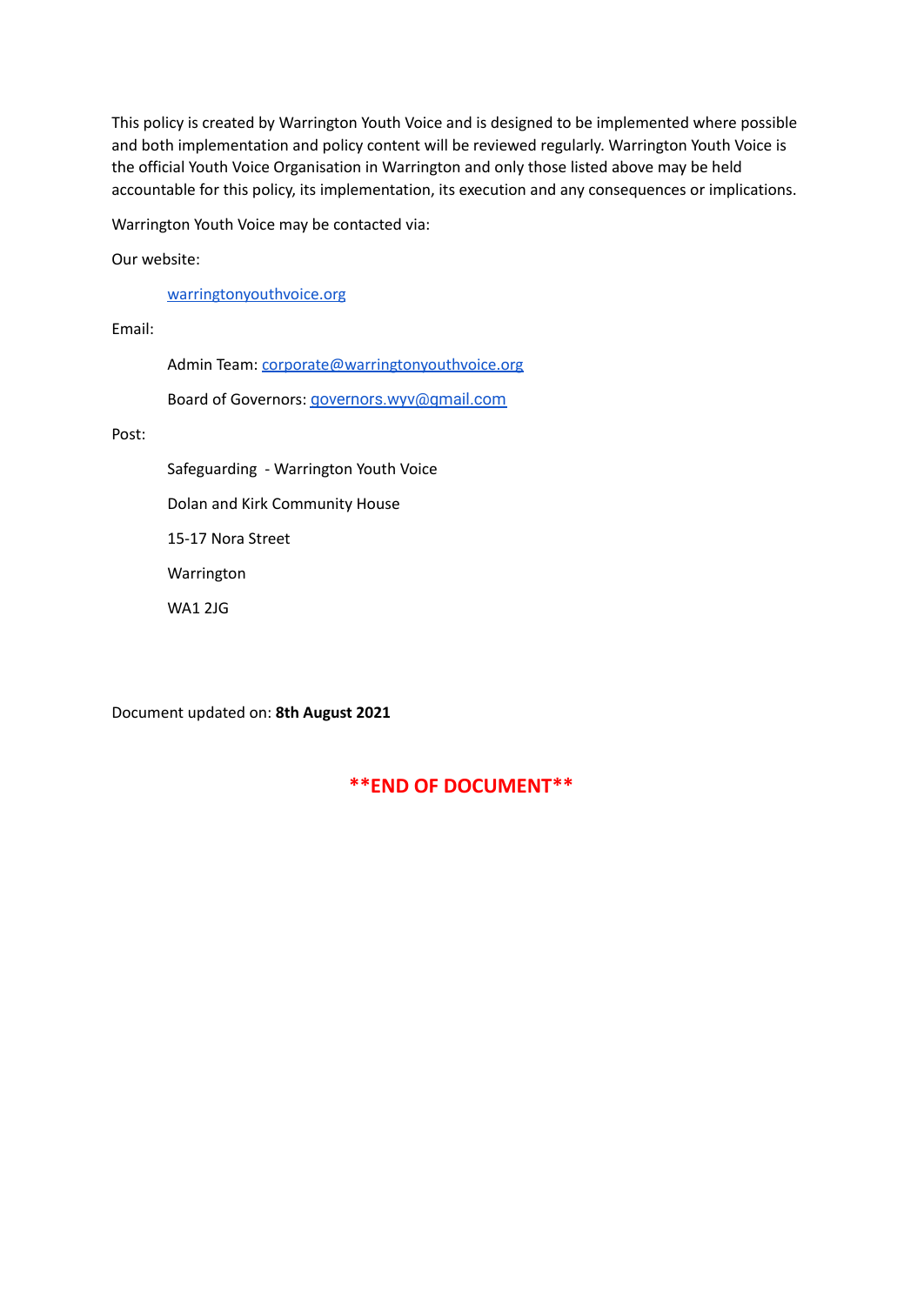This policy is created by Warrington Youth Voice and is designed to be implemented where possible and both implementation and policy content will be reviewed regularly. Warrington Youth Voice is the official Youth Voice Organisation in Warrington and only those listed above may be held accountable for this policy, its implementation, its execution and any consequences or implications.

Warrington Youth Voice may be contacted via:

Our website:

> warringtonyouthvoice.org

Email:

> Admin Team: corporate@warringtonyouthvoice.org
>
> Board of Governors: governors.wyv@gmail.com

Post:

> Safeguarding - Warrington Youth Voice
>
> Dolan and Kirk Community House
>
> 15-17 Nora Street
>
> Warrington
>
> WA1 2JG

Document updated on: **8th August 2021**

****END OF DOCUMENT****